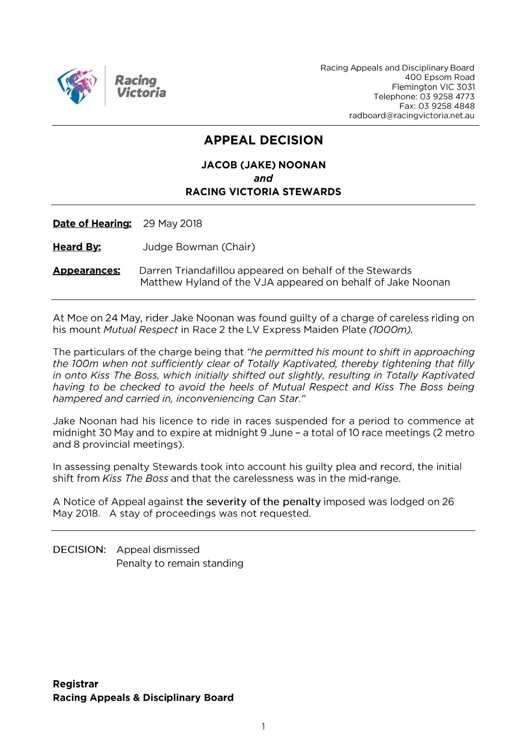Racing Appeals and Disciplinary Board
400 Epsom Road
Flemington VIC 3031
Telephone: 03 9258 4773
Fax: 03 9258 4848
radboard@racingvictoria.net.au

# APPEAL DECISION

**JACOB (JAKE) NOONAN**
***and***
**RACING VICTORIA STEWARDS**

---

**Date of Hearing:** 29 May 2018

**Heard By:** Judge Bowman (Chair)

**Appearances:** Darren Triandafillou appeared on behalf of the Stewards
Matthew Hyland of the VJA appeared on behalf of Jake Noonan

---

At Moe on 24 May, rider Jake Noonan was found guilty of a charge of careless riding on his mount *Mutual Respect* in Race 2 the LV Express Maiden Plate *(1000m).*

The particulars of the charge being that *"he permitted his mount to shift in approaching the 100m when not sufficiently clear of Totally Kaptivated, thereby tightening that filly in onto Kiss The Boss, which initially shifted out slightly, resulting in Totally Kaptivated having to be checked to avoid the heels of Mutual Respect and Kiss The Boss being hampered and carried in, inconveniencing Can Star."*

Jake Noonan had his licence to ride in races suspended for a period to commence at midnight 30 May and to expire at midnight 9 June – a total of 10 race meetings (2 metro and 8 provincial meetings).

In assessing penalty Stewards took into account his guilty plea and record, the initial shift from *Kiss The Boss* and that the carelessness was in the mid-range.

A Notice of Appeal against the severity of the penalty imposed was lodged on 26 May 2018. A stay of proceedings was not requested.

---

DECISION: Appeal dismissed
Penalty to remain standing

**Registrar**
**Racing Appeals & Disciplinary Board**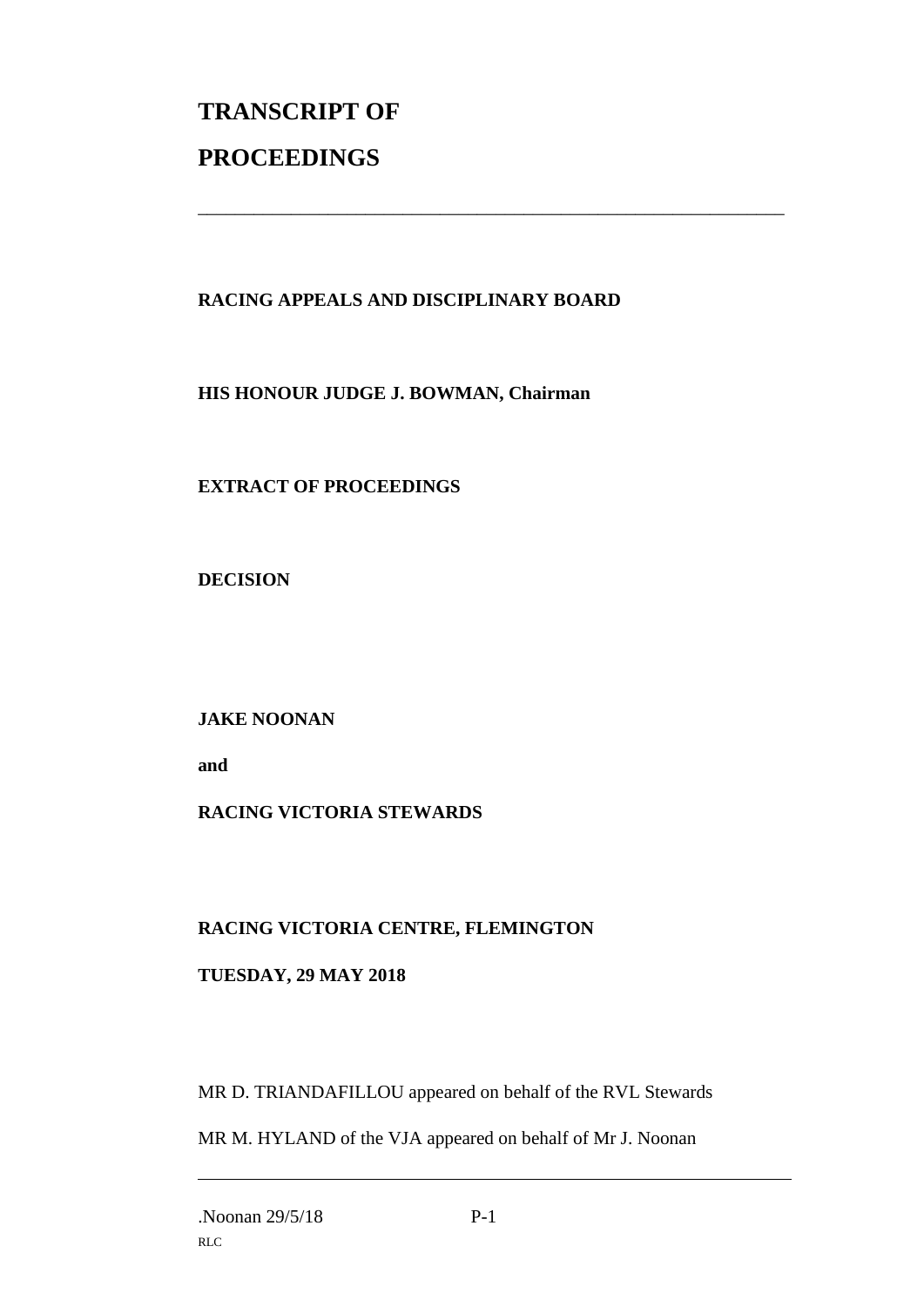# TRANSCRIPT OF

# PROCEEDINGS

---

**RACING APPEALS AND DISCIPLINARY BOARD**

**HIS HONOUR JUDGE J. BOWMAN, Chairman**

**EXTRACT OF PROCEEDINGS**

**DECISION**

**JAKE NOONAN**

**and**

**RACING VICTORIA STEWARDS**

**RACING VICTORIA CENTRE, FLEMINGTON**

**TUESDAY, 29 MAY 2018**

MR D. TRIANDAFILLOU appeared on behalf of the RVL Stewards

MR M. HYLAND of the VJA appeared on behalf of Mr J. Noonan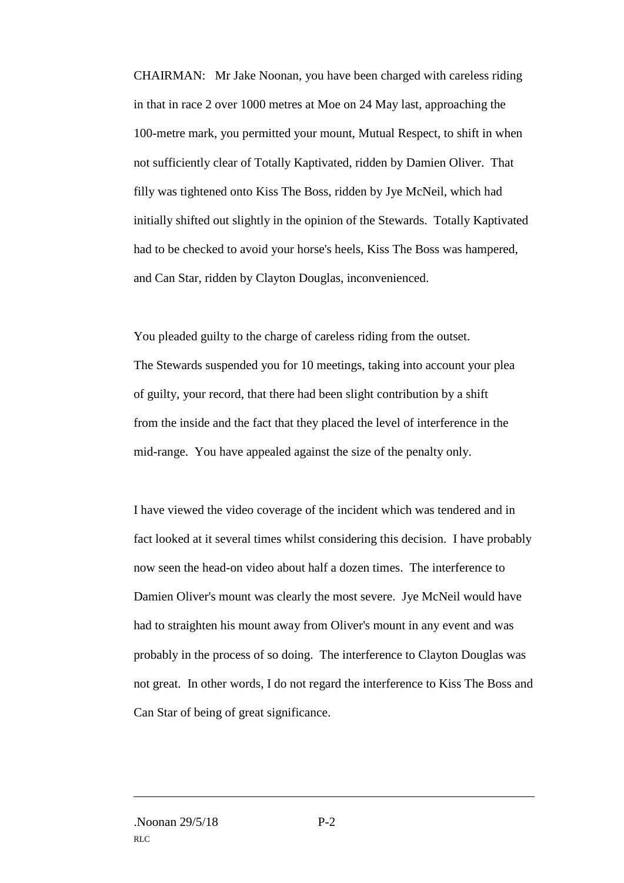CHAIRMAN: Mr Jake Noonan, you have been charged with careless riding in that in race 2 over 1000 metres at Moe on 24 May last, approaching the 100-metre mark, you permitted your mount, Mutual Respect, to shift in when not sufficiently clear of Totally Kaptivated, ridden by Damien Oliver. That filly was tightened onto Kiss The Boss, ridden by Jye McNeil, which had initially shifted out slightly in the opinion of the Stewards. Totally Kaptivated had to be checked to avoid your horse's heels, Kiss The Boss was hampered, and Can Star, ridden by Clayton Douglas, inconvenienced.

You pleaded guilty to the charge of careless riding from the outset. The Stewards suspended you for 10 meetings, taking into account your plea of guilty, your record, that there had been slight contribution by a shift from the inside and the fact that they placed the level of interference in the mid-range. You have appealed against the size of the penalty only.

I have viewed the video coverage of the incident which was tendered and in fact looked at it several times whilst considering this decision. I have probably now seen the head-on video about half a dozen times. The interference to Damien Oliver's mount was clearly the most severe. Jye McNeil would have had to straighten his mount away from Oliver's mount in any event and was probably in the process of so doing. The interference to Clayton Douglas was not great. In other words, I do not regard the interference to Kiss The Boss and Can Star of being of great significance.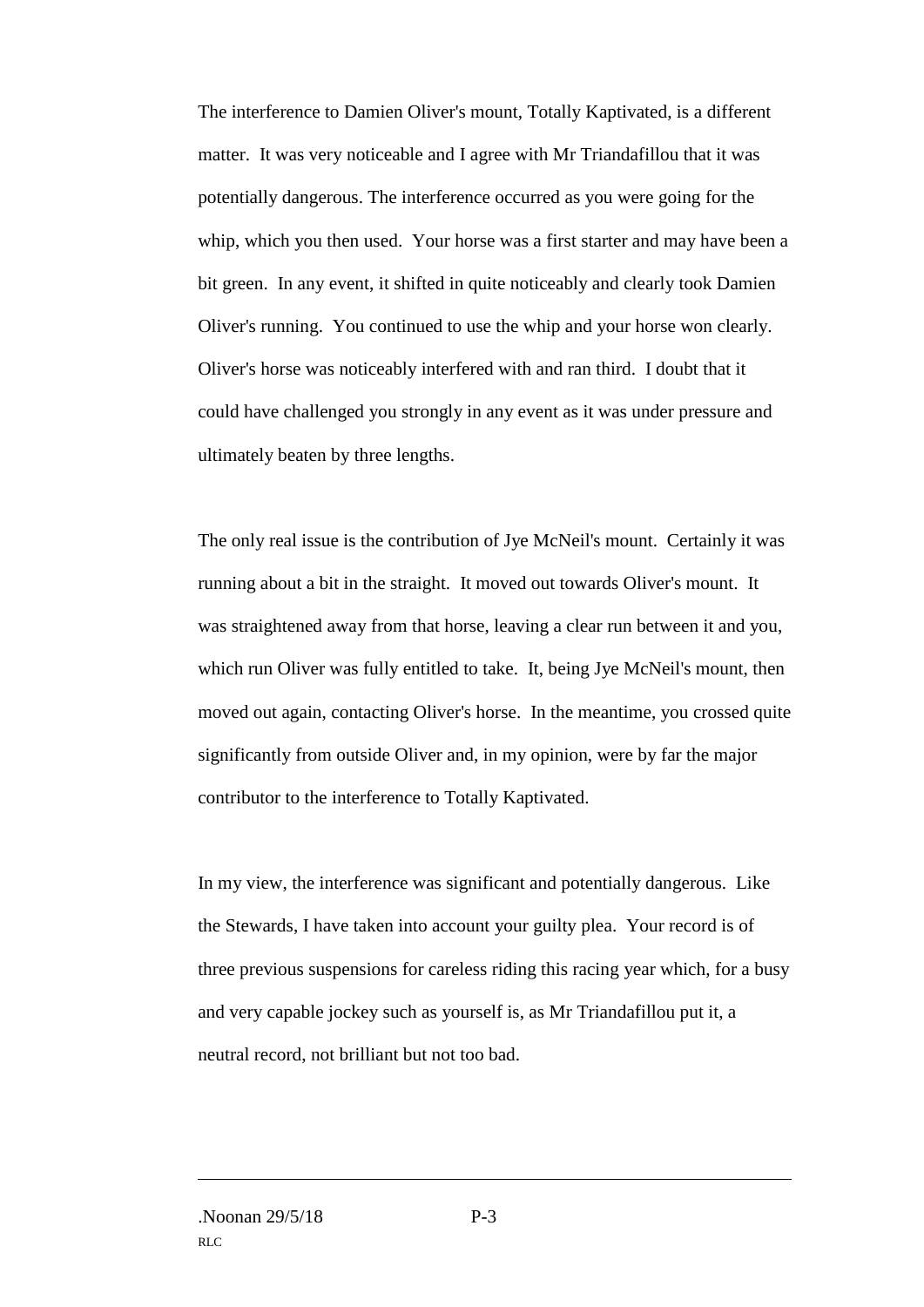The interference to Damien Oliver's mount, Totally Kaptivated, is a different matter. It was very noticeable and I agree with Mr Triandafillou that it was potentially dangerous. The interference occurred as you were going for the whip, which you then used. Your horse was a first starter and may have been a bit green. In any event, it shifted in quite noticeably and clearly took Damien Oliver's running. You continued to use the whip and your horse won clearly. Oliver's horse was noticeably interfered with and ran third. I doubt that it could have challenged you strongly in any event as it was under pressure and ultimately beaten by three lengths.

The only real issue is the contribution of Jye McNeil's mount. Certainly it was running about a bit in the straight. It moved out towards Oliver's mount. It was straightened away from that horse, leaving a clear run between it and you, which run Oliver was fully entitled to take. It, being Jye McNeil's mount, then moved out again, contacting Oliver's horse. In the meantime, you crossed quite significantly from outside Oliver and, in my opinion, were by far the major contributor to the interference to Totally Kaptivated.

In my view, the interference was significant and potentially dangerous. Like the Stewards, I have taken into account your guilty plea. Your record is of three previous suspensions for careless riding this racing year which, for a busy and very capable jockey such as yourself is, as Mr Triandafillou put it, a neutral record, not brilliant but not too bad.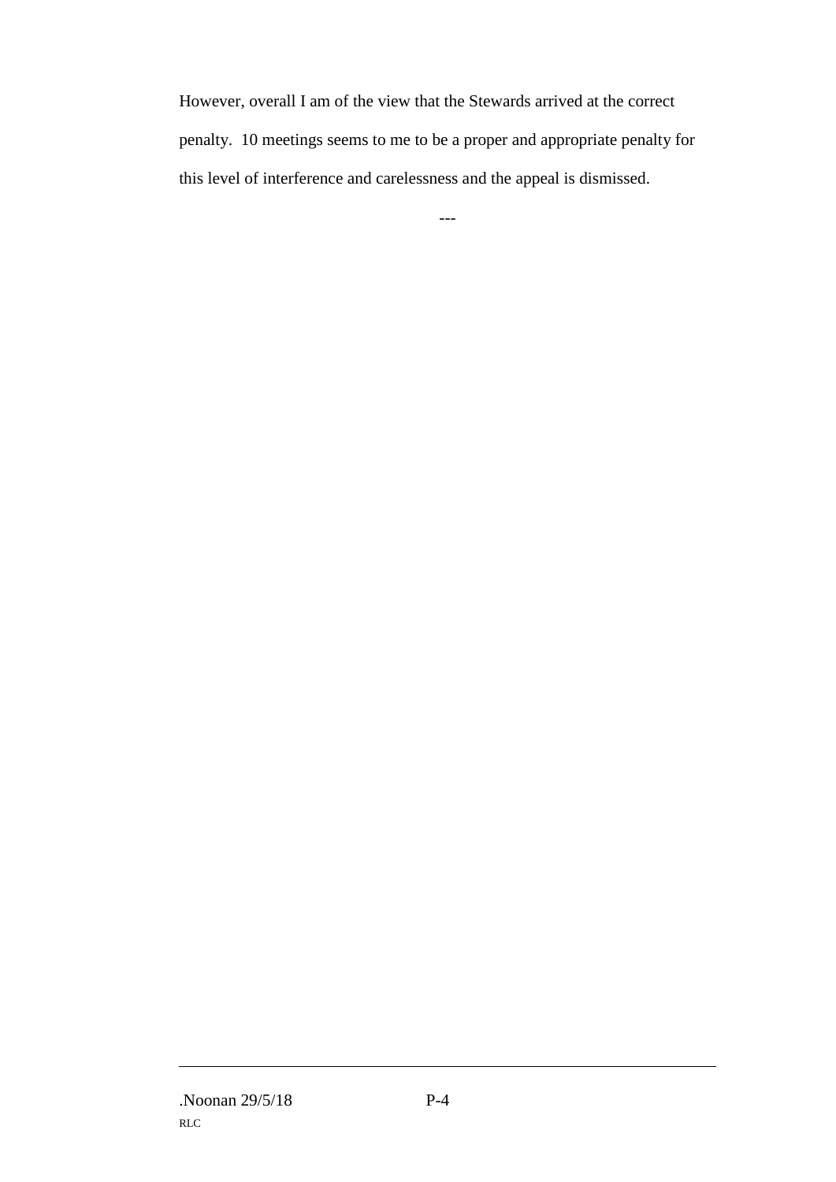However, overall I am of the view that the Stewards arrived at the correct penalty. 10 meetings seems to me to be a proper and appropriate penalty for this level of interference and carelessness and the appeal is dismissed.

---